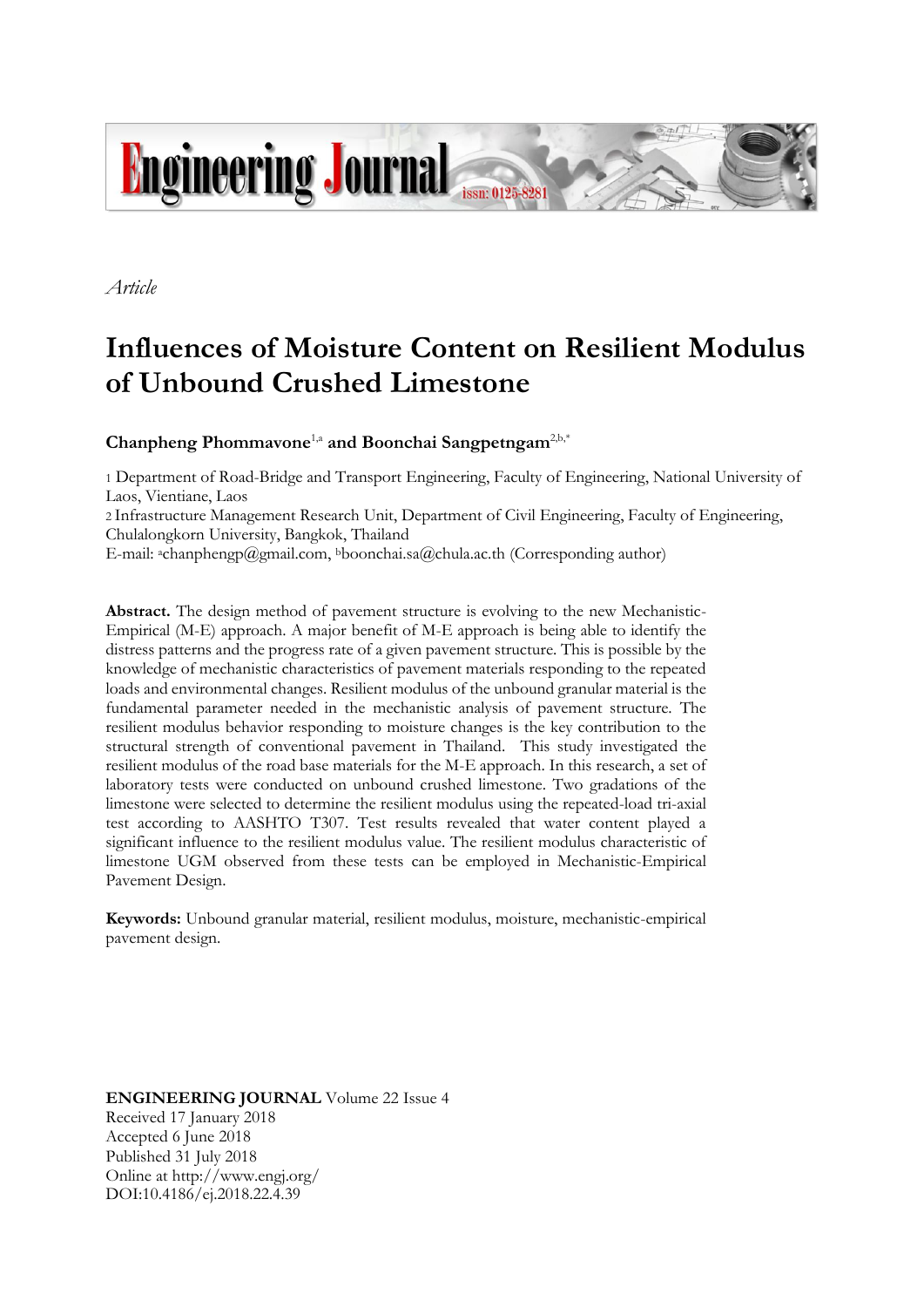*Article*

# Influences of Moisture Content on Resilient Modulus of Unbound Crushed Limestone

**Chanpheng Phommavone**[1,a] **and Boonchai Sangpetngam**[2,b,*]

1 Department of Road-Bridge and Transport Engineering, Faculty of Engineering, National University of Laos, Vientiane, Laos

2 Infrastructure Management Research Unit, Department of Civil Engineering, Faculty of Engineering, Chulalongkorn University, Bangkok, Thailand

E-mail: [a]chanphengp@gmail.com, [b]boonchai.sa@chula.ac.th (Corresponding author)

**Abstract.** The design method of pavement structure is evolving to the new Mechanistic-Empirical (M-E) approach. A major benefit of M-E approach is being able to identify the distress patterns and the progress rate of a given pavement structure. This is possible by the knowledge of mechanistic characteristics of pavement materials responding to the repeated loads and environmental changes. Resilient modulus of the unbound granular material is the fundamental parameter needed in the mechanistic analysis of pavement structure. The resilient modulus behavior responding to moisture changes is the key contribution to the structural strength of conventional pavement in Thailand. This study investigated the resilient modulus of the road base materials for the M-E approach. In this research, a set of laboratory tests were conducted on unbound crushed limestone. Two gradations of the limestone were selected to determine the resilient modulus using the repeated-load tri-axial test according to AASHTO T307. Test results revealed that water content played a significant influence to the resilient modulus value. The resilient modulus characteristic of limestone UGM observed from these tests can be employed in Mechanistic-Empirical Pavement Design.

**Keywords:** Unbound granular material, resilient modulus, moisture, mechanistic-empirical pavement design.

**ENGINEERING JOURNAL** Volume 22 Issue 4
Received 17 January 2018
Accepted 6 June 2018
Published 31 July 2018
Online at http://www.engj.org/
DOI:10.4186/ej.2018.22.4.39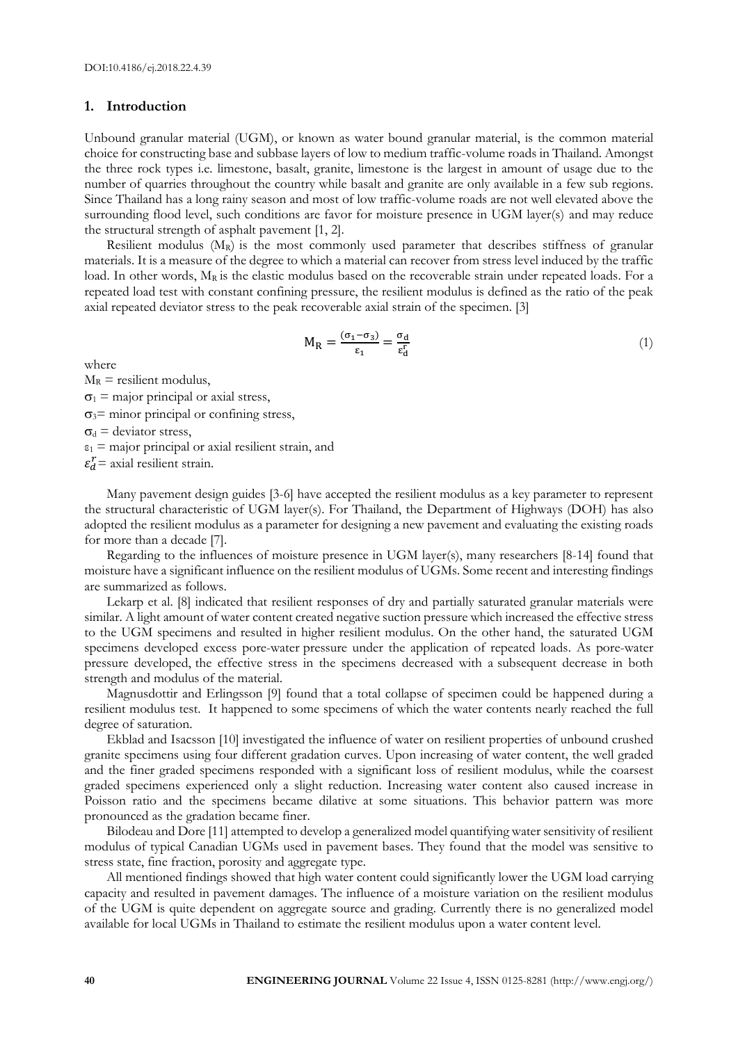## 1. Introduction

Unbound granular material (UGM), or known as water bound granular material, is the common material choice for constructing base and subbase layers of low to medium traffic-volume roads in Thailand. Amongst the three rock types i.e. limestone, basalt, granite, limestone is the largest in amount of usage due to the number of quarries throughout the country while basalt and granite are only available in a few sub regions. Since Thailand has a long rainy season and most of low traffic-volume roads are not well elevated above the surrounding flood level, such conditions are favor for moisture presence in UGM layer(s) and may reduce the structural strength of asphalt pavement [1, 2].

Resilient modulus ($M_R$) is the most commonly used parameter that describes stiffness of granular materials. It is a measure of the degree to which a material can recover from stress level induced by the traffic load. In other words, $M_R$ is the elastic modulus based on the recoverable strain under repeated loads. For a repeated load test with constant confining pressure, the resilient modulus is defined as the ratio of the peak axial repeated deviator stress to the peak recoverable axial strain of the specimen. [3]

$$M_R = \frac{(\sigma_1 - \sigma_3)}{\varepsilon_1} = \frac{\sigma_d}{\varepsilon_d^r} \tag{1}$$

where

$M_R$ = resilient modulus,

$\sigma_1$ = major principal or axial stress,

$\sigma_3$ = minor principal or confining stress,

$\sigma_d$ = deviator stress,

$\varepsilon_1$ = major principal or axial resilient strain, and

$\varepsilon_d^r$ = axial resilient strain.

Many pavement design guides [3-6] have accepted the resilient modulus as a key parameter to represent the structural characteristic of UGM layer(s). For Thailand, the Department of Highways (DOH) has also adopted the resilient modulus as a parameter for designing a new pavement and evaluating the existing roads for more than a decade [7].

Regarding to the influences of moisture presence in UGM layer(s), many researchers [8-14] found that moisture have a significant influence on the resilient modulus of UGMs. Some recent and interesting findings are summarized as follows.

Lekarp et al. [8] indicated that resilient responses of dry and partially saturated granular materials were similar. A light amount of water content created negative suction pressure which increased the effective stress to the UGM specimens and resulted in higher resilient modulus. On the other hand, the saturated UGM specimens developed excess pore-water pressure under the application of repeated loads. As pore-water pressure developed, the effective stress in the specimens decreased with a subsequent decrease in both strength and modulus of the material.

Magnusdottir and Erlingsson [9] found that a total collapse of specimen could be happened during a resilient modulus test. It happened to some specimens of which the water contents nearly reached the full degree of saturation.

Ekblad and Isacsson [10] investigated the influence of water on resilient properties of unbound crushed granite specimens using four different gradation curves. Upon increasing of water content, the well graded and the finer graded specimens responded with a significant loss of resilient modulus, while the coarsest graded specimens experienced only a slight reduction. Increasing water content also caused increase in Poisson ratio and the specimens became dilative at some situations. This behavior pattern was more pronounced as the gradation became finer.

Bilodeau and Dore [11] attempted to develop a generalized model quantifying water sensitivity of resilient modulus of typical Canadian UGMs used in pavement bases. They found that the model was sensitive to stress state, fine fraction, porosity and aggregate type.

All mentioned findings showed that high water content could significantly lower the UGM load carrying capacity and resulted in pavement damages. The influence of a moisture variation on the resilient modulus of the UGM is quite dependent on aggregate source and grading. Currently there is no generalized model available for local UGMs in Thailand to estimate the resilient modulus upon a water content level.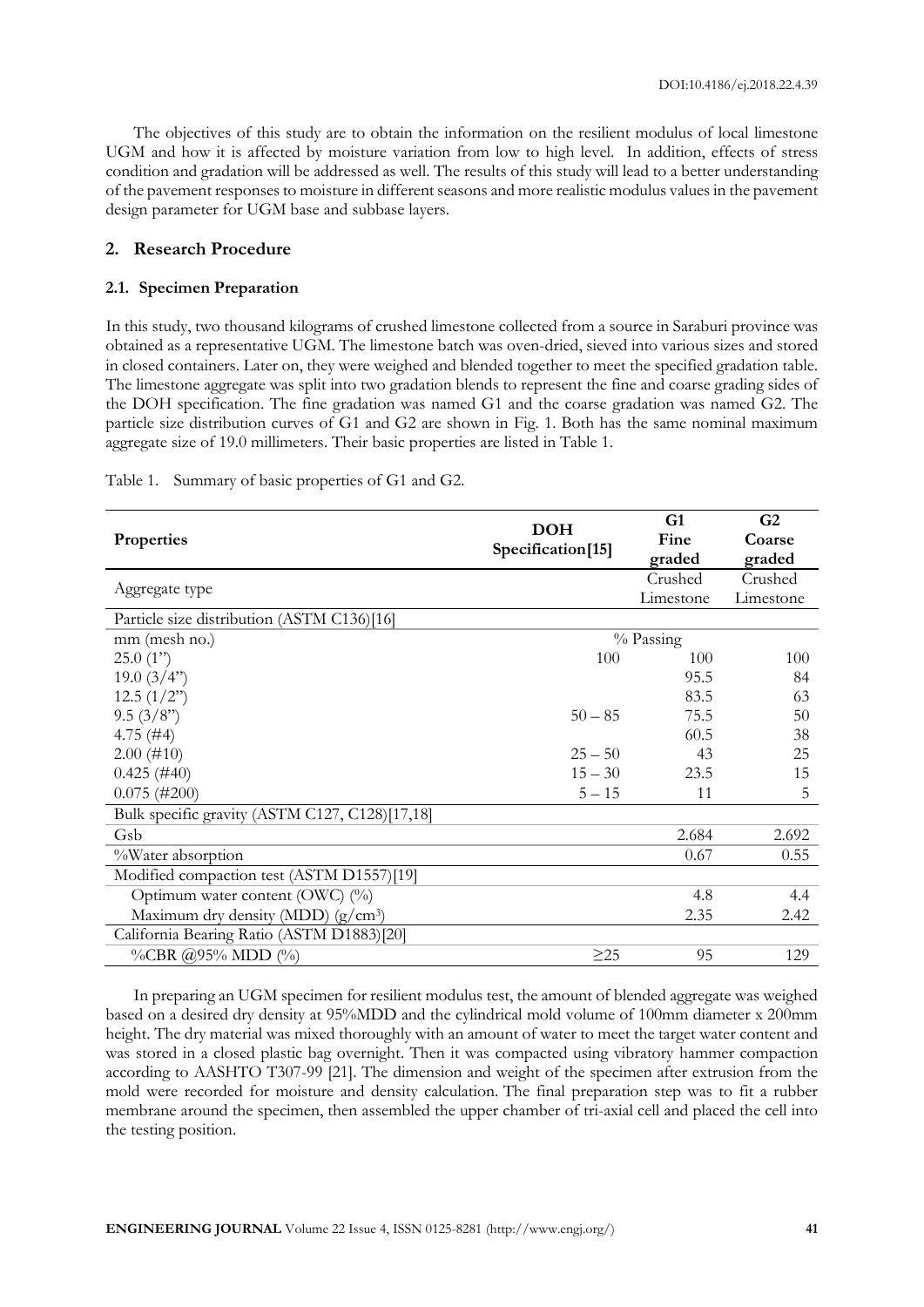The objectives of this study are to obtain the information on the resilient modulus of local limestone UGM and how it is affected by moisture variation from low to high level. In addition, effects of stress condition and gradation will be addressed as well. The results of this study will lead to a better understanding of the pavement responses to moisture in different seasons and more realistic modulus values in the pavement design parameter for UGM base and subbase layers.

## 2. Research Procedure

### 2.1. Specimen Preparation

In this study, two thousand kilograms of crushed limestone collected from a source in Saraburi province was obtained as a representative UGM. The limestone batch was oven-dried, sieved into various sizes and stored in closed containers. Later on, they were weighed and blended together to meet the specified gradation table. The limestone aggregate was split into two gradation blends to represent the fine and coarse grading sides of the DOH specification. The fine gradation was named G1 and the coarse gradation was named G2. The particle size distribution curves of G1 and G2 are shown in Fig. 1. Both has the same nominal maximum aggregate size of 19.0 millimeters. Their basic properties are listed in Table 1.

Table 1. Summary of basic properties of G1 and G2.

| Properties | DOH Specification[15] | G1 Fine graded | G2 Coarse graded |
|---|---|---|---|
| Aggregate type | | Crushed Limestone | Crushed Limestone |
| Particle size distribution (ASTM C136)[16] | | | |
| mm (mesh no.) | | % Passing | |
| 25.0 (1") | 100 | 100 | 100 |
| 19.0 (3/4") | | 95.5 | 84 |
| 12.5 (1/2") | | 83.5 | 63 |
| 9.5 (3/8") | 50 – 85 | 75.5 | 50 |
| 4.75 (#4) | | 60.5 | 38 |
| 2.00 (#10) | 25 – 50 | 43 | 25 |
| 0.425 (#40) | 15 – 30 | 23.5 | 15 |
| 0.075 (#200) | 5 – 15 | 11 | 5 |
| Bulk specific gravity (ASTM C127, C128)[17,18] | | | |
| Gsb | | 2.684 | 2.692 |
| %Water absorption | | 0.67 | 0.55 |
| Modified compaction test (ASTM D1557)[19] | | | |
| Optimum water content (OWC) (%) | | 4.8 | 4.4 |
| Maximum dry density (MDD) (g/cm$^3$) | | 2.35 | 2.42 |
| California Bearing Ratio (ASTM D1883)[20] | | | |
| %CBR @95% MDD (%) | ≥25 | 95 | 129 |

In preparing an UGM specimen for resilient modulus test, the amount of blended aggregate was weighed based on a desired dry density at 95%MDD and the cylindrical mold volume of 100mm diameter x 200mm height. The dry material was mixed thoroughly with an amount of water to meet the target water content and was stored in a closed plastic bag overnight. Then it was compacted using vibratory hammer compaction according to AASHTO T307-99 [21]. The dimension and weight of the specimen after extrusion from the mold were recorded for moisture and density calculation. The final preparation step was to fit a rubber membrane around the specimen, then assembled the upper chamber of tri-axial cell and placed the cell into the testing position.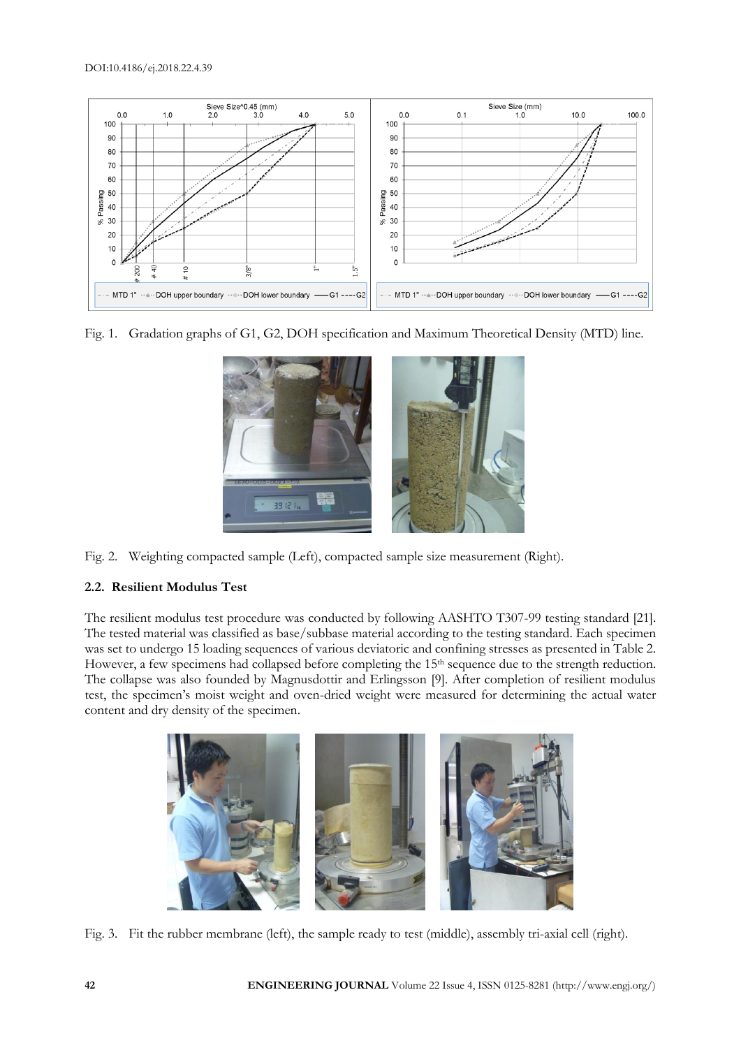Fig. 1. Gradation graphs of G1, G2, DOH specification and Maximum Theoretical Density (MTD) line.

Fig. 2. Weighting compacted sample (Left), compacted sample size measurement (Right).

### 2.2. Resilient Modulus Test

The resilient modulus test procedure was conducted by following AASHTO T307-99 testing standard [21]. The tested material was classified as base/subbase material according to the testing standard. Each specimen was set to undergo 15 loading sequences of various deviatoric and confining stresses as presented in Table 2. However, a few specimens had collapsed before completing the 15th sequence due to the strength reduction. The collapse was also founded by Magnusdottir and Erlingsson [9]. After completion of resilient modulus test, the specimen's moist weight and oven-dried weight were measured for determining the actual water content and dry density of the specimen.

Fig. 3. Fit the rubber membrane (left), the sample ready to test (middle), assembly tri-axial cell (right).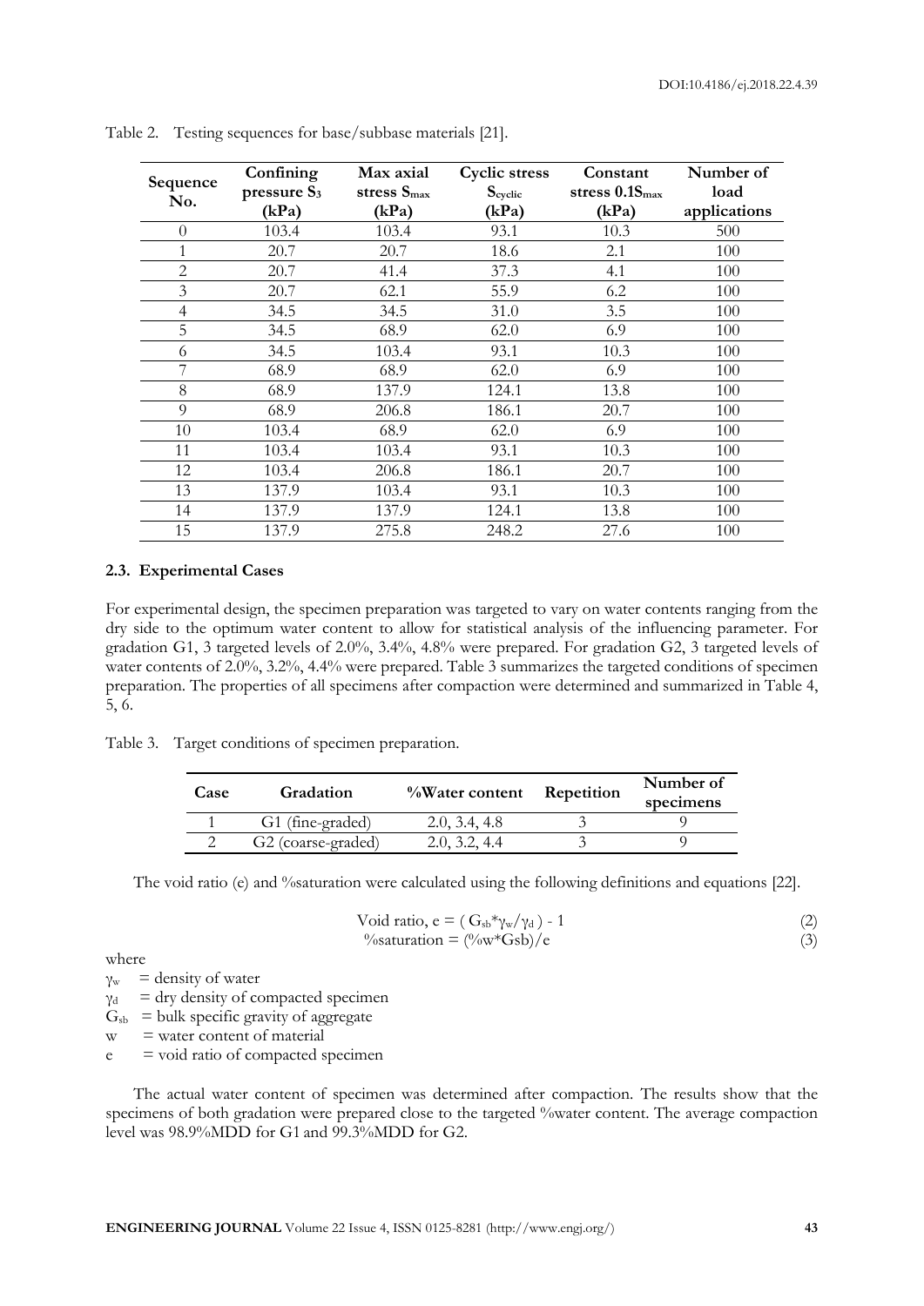Table 2. Testing sequences for base/subbase materials [21].

| Sequence No. | Confining pressure $S_3$ (kPa) | Max axial stress $S_{max}$ (kPa) | Cyclic stress $S_{cyclic}$ (kPa) | Constant stress $0.1S_{max}$ (kPa) | Number of load applications |
|---|---|---|---|---|---|
| 0 | 103.4 | 103.4 | 93.1 | 10.3 | 500 |
| 1 | 20.7 | 20.7 | 18.6 | 2.1 | 100 |
| 2 | 20.7 | 41.4 | 37.3 | 4.1 | 100 |
| 3 | 20.7 | 62.1 | 55.9 | 6.2 | 100 |
| 4 | 34.5 | 34.5 | 31.0 | 3.5 | 100 |
| 5 | 34.5 | 68.9 | 62.0 | 6.9 | 100 |
| 6 | 34.5 | 103.4 | 93.1 | 10.3 | 100 |
| 7 | 68.9 | 68.9 | 62.0 | 6.9 | 100 |
| 8 | 68.9 | 137.9 | 124.1 | 13.8 | 100 |
| 9 | 68.9 | 206.8 | 186.1 | 20.7 | 100 |
| 10 | 103.4 | 68.9 | 62.0 | 6.9 | 100 |
| 11 | 103.4 | 103.4 | 93.1 | 10.3 | 100 |
| 12 | 103.4 | 206.8 | 186.1 | 20.7 | 100 |
| 13 | 137.9 | 103.4 | 93.1 | 10.3 | 100 |
| 14 | 137.9 | 137.9 | 124.1 | 13.8 | 100 |
| 15 | 137.9 | 275.8 | 248.2 | 27.6 | 100 |

### 2.3. Experimental Cases

For experimental design, the specimen preparation was targeted to vary on water contents ranging from the dry side to the optimum water content to allow for statistical analysis of the influencing parameter. For gradation G1, 3 targeted levels of 2.0%, 3.4%, 4.8% were prepared. For gradation G2, 3 targeted levels of water contents of 2.0%, 3.2%, 4.4% were prepared. Table 3 summarizes the targeted conditions of specimen preparation. The properties of all specimens after compaction were determined and summarized in Table 4, 5, 6.

Table 3. Target conditions of specimen preparation.

| Case | Gradation | %Water content | Repetition | Number of specimens |
|---|---|---|---|---|
| 1 | G1 (fine-graded) | 2.0, 3.4, 4.8 | 3 | 9 |
| 2 | G2 (coarse-graded) | 2.0, 3.2, 4.4 | 3 | 9 |

The void ratio (e) and %saturation were calculated using the following definitions and equations [22].

$$\text{Void ratio, } e = ( G_{sb}*\gamma_w/\gamma_d ) - 1 \tag{2}$$

$$\%\text{saturation} = (\%w*G_{sb})/e \tag{3}$$

where

$\gamma_w$ = density of water

$\gamma_d$ = dry density of compacted specimen

$G_{sb}$ = bulk specific gravity of aggregate

w = water content of material

e = void ratio of compacted specimen

The actual water content of specimen was determined after compaction. The results show that the specimens of both gradation were prepared close to the targeted %water content. The average compaction level was 98.9%MDD for G1 and 99.3%MDD for G2.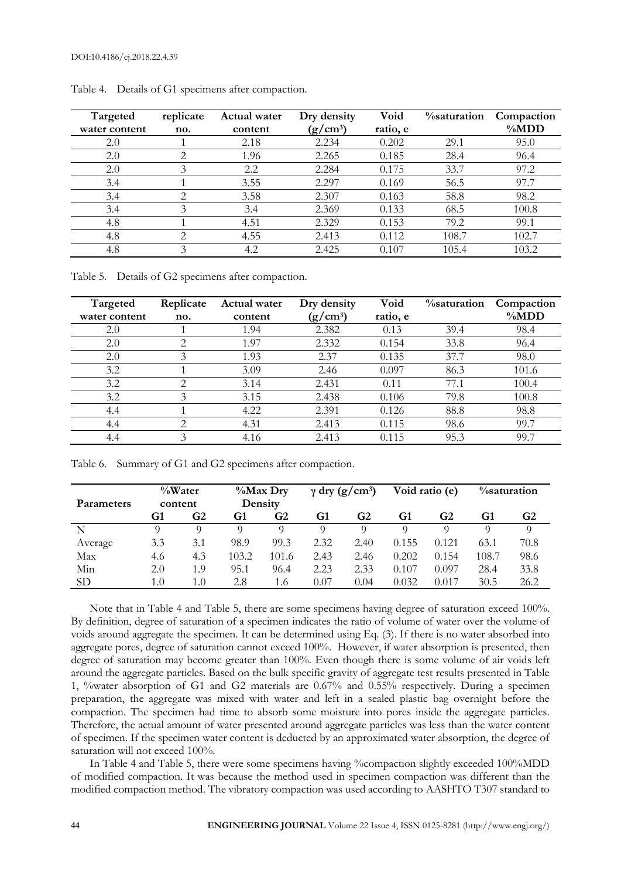Table 4. Details of G1 specimens after compaction.

| Targeted water content | replicate no. | Actual water content | Dry density (g/cm³) | Void ratio, e | %saturation | Compaction %MDD |
|---|---|---|---|---|---|---|
| 2.0 | 1 | 2.18 | 2.234 | 0.202 | 29.1 | 95.0 |
| 2.0 | 2 | 1.96 | 2.265 | 0.185 | 28.4 | 96.4 |
| 2.0 | 3 | 2.2 | 2.284 | 0.175 | 33.7 | 97.2 |
| 3.4 | 1 | 3.55 | 2.297 | 0.169 | 56.5 | 97.7 |
| 3.4 | 2 | 3.58 | 2.307 | 0.163 | 58.8 | 98.2 |
| 3.4 | 3 | 3.4 | 2.369 | 0.133 | 68.5 | 100.8 |
| 4.8 | 1 | 4.51 | 2.329 | 0.153 | 79.2 | 99.1 |
| 4.8 | 2 | 4.55 | 2.413 | 0.112 | 108.7 | 102.7 |
| 4.8 | 3 | 4.2 | 2.425 | 0.107 | 105.4 | 103.2 |

Table 5. Details of G2 specimens after compaction.

| Targeted water content | Replicate no. | Actual water content | Dry density (g/cm³) | Void ratio, e | %saturation | Compaction %MDD |
|---|---|---|---|---|---|---|
| 2.0 | 1 | 1.94 | 2.382 | 0.13 | 39.4 | 98.4 |
| 2.0 | 2 | 1.97 | 2.332 | 0.154 | 33.8 | 96.4 |
| 2.0 | 3 | 1.93 | 2.37 | 0.135 | 37.7 | 98.0 |
| 3.2 | 1 | 3.09 | 2.46 | 0.097 | 86.3 | 101.6 |
| 3.2 | 2 | 3.14 | 2.431 | 0.11 | 77.1 | 100.4 |
| 3.2 | 3 | 3.15 | 2.438 | 0.106 | 79.8 | 100.8 |
| 4.4 | 1 | 4.22 | 2.391 | 0.126 | 88.8 | 98.8 |
| 4.4 | 2 | 4.31 | 2.413 | 0.115 | 98.6 | 99.7 |
| 4.4 | 3 | 4.16 | 2.413 | 0.115 | 95.3 | 99.7 |

Table 6. Summary of G1 and G2 specimens after compaction.

| Parameters | %Water content | | %Max Dry Density | | γ dry (g/cm³) | | Void ratio (e) | | %saturation | |
|---|---|---|---|---|---|---|---|---|---|---|
| | G1 | G2 | G1 | G2 | G1 | G2 | G1 | G2 | G1 | G2 |
| N | 9 | 9 | 9 | 9 | 9 | 9 | 9 | 9 | 9 | 9 |
| Average | 3.3 | 3.1 | 98.9 | 99.3 | 2.32 | 2.40 | 0.155 | 0.121 | 63.1 | 70.8 |
| Max | 4.6 | 4.3 | 103.2 | 101.6 | 2.43 | 2.46 | 0.202 | 0.154 | 108.7 | 98.6 |
| Min | 2.0 | 1.9 | 95.1 | 96.4 | 2.23 | 2.33 | 0.107 | 0.097 | 28.4 | 33.8 |
| SD | 1.0 | 1.0 | 2.8 | 1.6 | 0.07 | 0.04 | 0.032 | 0.017 | 30.5 | 26.2 |

Note that in Table 4 and Table 5, there are some specimens having degree of saturation exceed 100%. By definition, degree of saturation of a specimen indicates the ratio of volume of water over the volume of voids around aggregate the specimen. It can be determined using Eq. (3). If there is no water absorbed into aggregate pores, degree of saturation cannot exceed 100%. However, if water absorption is presented, then degree of saturation may become greater than 100%. Even though there is some volume of air voids left around the aggregate particles. Based on the bulk specific gravity of aggregate test results presented in Table 1, %water absorption of G1 and G2 materials are 0.67% and 0.55% respectively. During a specimen preparation, the aggregate was mixed with water and left in a sealed plastic bag overnight before the compaction. The specimen had time to absorb some moisture into pores inside the aggregate particles. Therefore, the actual amount of water presented around aggregate particles was less than the water content of specimen. If the specimen water content is deducted by an approximated water absorption, the degree of saturation will not exceed 100%.

In Table 4 and Table 5, there were some specimens having %compaction slightly exceeded 100%MDD of modified compaction. It was because the method used in specimen compaction was different than the modified compaction method. The vibratory compaction was used according to AASHTO T307 standard to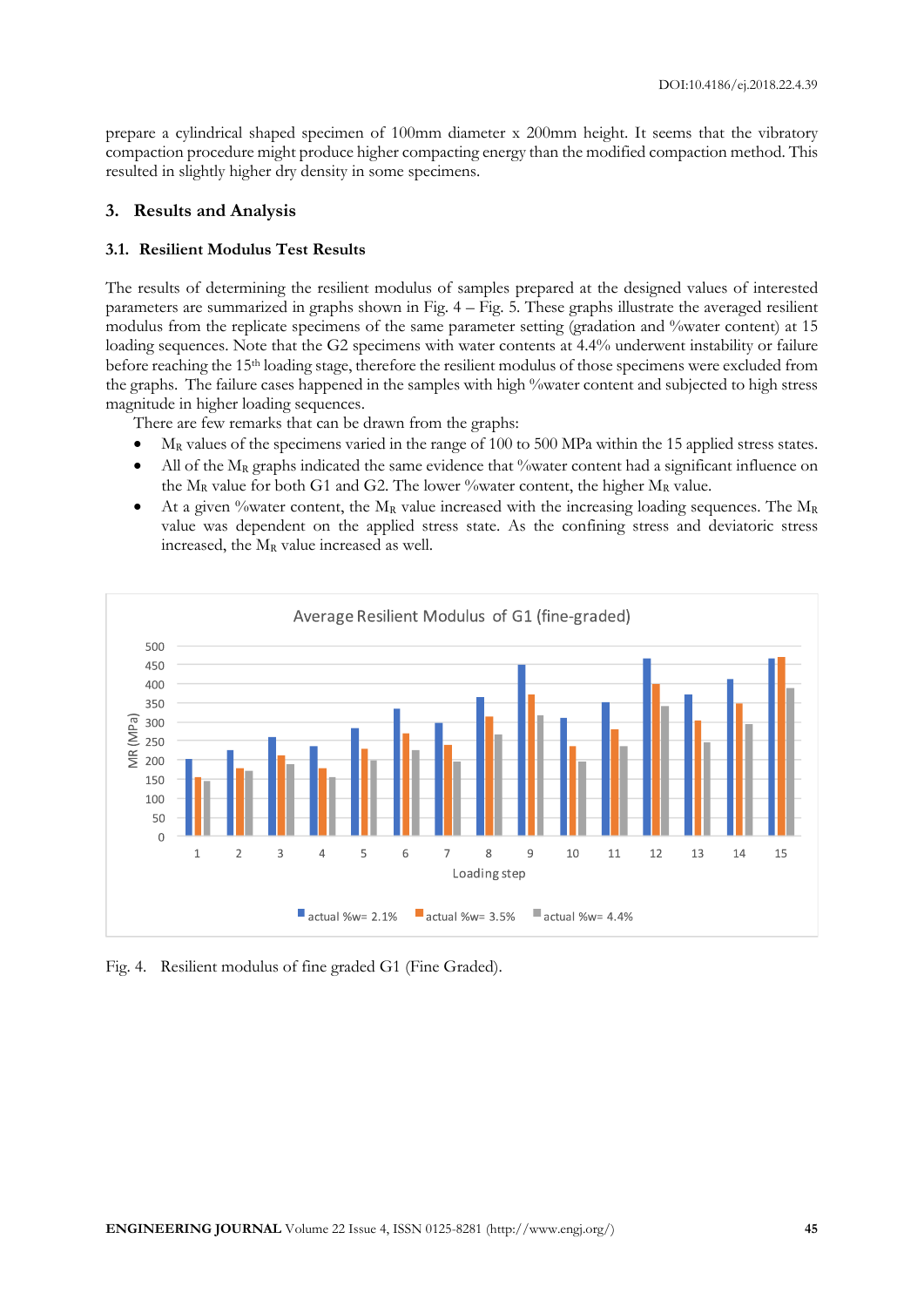prepare a cylindrical shaped specimen of 100mm diameter x 200mm height. It seems that the vibratory compaction procedure might produce higher compacting energy than the modified compaction method. This resulted in slightly higher dry density in some specimens.

## 3. Results and Analysis

### 3.1. Resilient Modulus Test Results

The results of determining the resilient modulus of samples prepared at the designed values of interested parameters are summarized in graphs shown in Fig. 4 – Fig. 5. These graphs illustrate the averaged resilient modulus from the replicate specimens of the same parameter setting (gradation and %water content) at 15 loading sequences. Note that the G2 specimens with water contents at 4.4% underwent instability or failure before reaching the 15th loading stage, therefore the resilient modulus of those specimens were excluded from the graphs. The failure cases happened in the samples with high %water content and subjected to high stress magnitude in higher loading sequences.

There are few remarks that can be drawn from the graphs:

- $M_R$ values of the specimens varied in the range of 100 to 500 MPa within the 15 applied stress states.
- All of the $M_R$ graphs indicated the same evidence that %water content had a significant influence on the $M_R$ value for both G1 and G2. The lower %water content, the higher $M_R$ value.
- At a given %water content, the $M_R$ value increased with the increasing loading sequences. The $M_R$ value was dependent on the applied stress state. As the confining stress and deviatoric stress increased, the $M_R$ value increased as well.

Fig. 4. Resilient modulus of fine graded G1 (Fine Graded).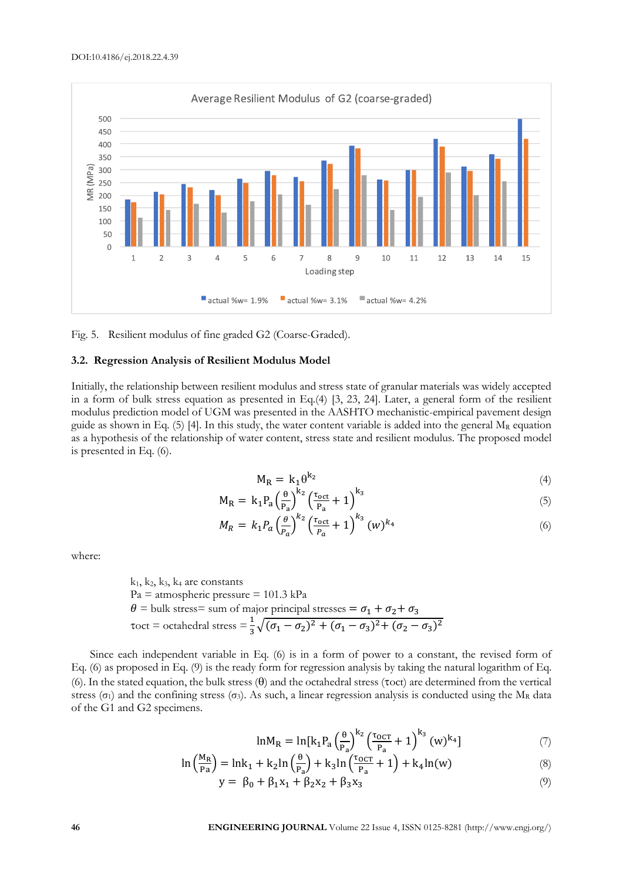Fig. 5. Resilient modulus of fine graded G2 (Coarse-Graded).

### 3.2. Regression Analysis of Resilient Modulus Model

Initially, the relationship between resilient modulus and stress state of granular materials was widely accepted in a form of bulk stress equation as presented in Eq.(4) [3, 23, 24]. Later, a general form of the resilient modulus prediction model of UGM was presented in the AASHTO mechanistic-empirical pavement design guide as shown in Eq. (5) [4]. In this study, the water content variable is added into the general $M_R$ equation as a hypothesis of the relationship of water content, stress state and resilient modulus. The proposed model is presented in Eq. (6).

$$M_R = k_1 \theta^{k_2} \tag{4}$$

$$M_R = k_1 P_a \left(\frac{\theta}{P_a}\right)^{k_2} \left(\frac{\tau_{oct}}{P_a} + 1\right)^{k_3} \tag{5}$$

$$M_R = k_1 P_a \left(\frac{\theta}{P_a}\right)^{k_2} \left(\frac{\tau_{oct}}{P_a} + 1\right)^{k_3} (w)^{k_4} \tag{6}$$

where:

$k_1$, $k_2$, $k_3$, $k_4$ are constants
Pa = atmospheric pressure = 101.3 kPa
$\theta$ = bulk stress= sum of major principal stresses = $\sigma_1 + \sigma_2 + \sigma_3$
τoct = octahedral stress = $\frac{1}{3}\sqrt{(\sigma_1 - \sigma_2)^2 + (\sigma_1 - \sigma_3)^2 + (\sigma_2 - \sigma_3)^2}$

Since each independent variable in Eq. (6) is in a form of power to a constant, the revised form of Eq. (6) as proposed in Eq. (9) is the ready form for regression analysis by taking the natural logarithm of Eq. (6). In the stated equation, the bulk stress (θ) and the octahedral stress (τoct) are determined from the vertical stress ($\sigma_1$) and the confining stress ($\sigma_3$). As such, a linear regression analysis is conducted using the $M_R$ data of the G1 and G2 specimens.

$$\ln M_R = \ln[k_1 P_a \left(\frac{\theta}{P_a}\right)^{k_2} \left(\frac{\tau_{OCT}}{P_a} + 1\right)^{k_3} (w)^{k_4}] \tag{7}$$

$$\ln\left(\frac{M_R}{Pa}\right) = \ln k_1 + k_2 \ln\left(\frac{\theta}{P_a}\right) + k_3 \ln\left(\frac{\tau_{OCT}}{P_a} + 1\right) + k_4 \ln(w) \tag{8}$$

$$y = \beta_0 + \beta_1 x_1 + \beta_2 x_2 + \beta_3 x_3 \tag{9}$$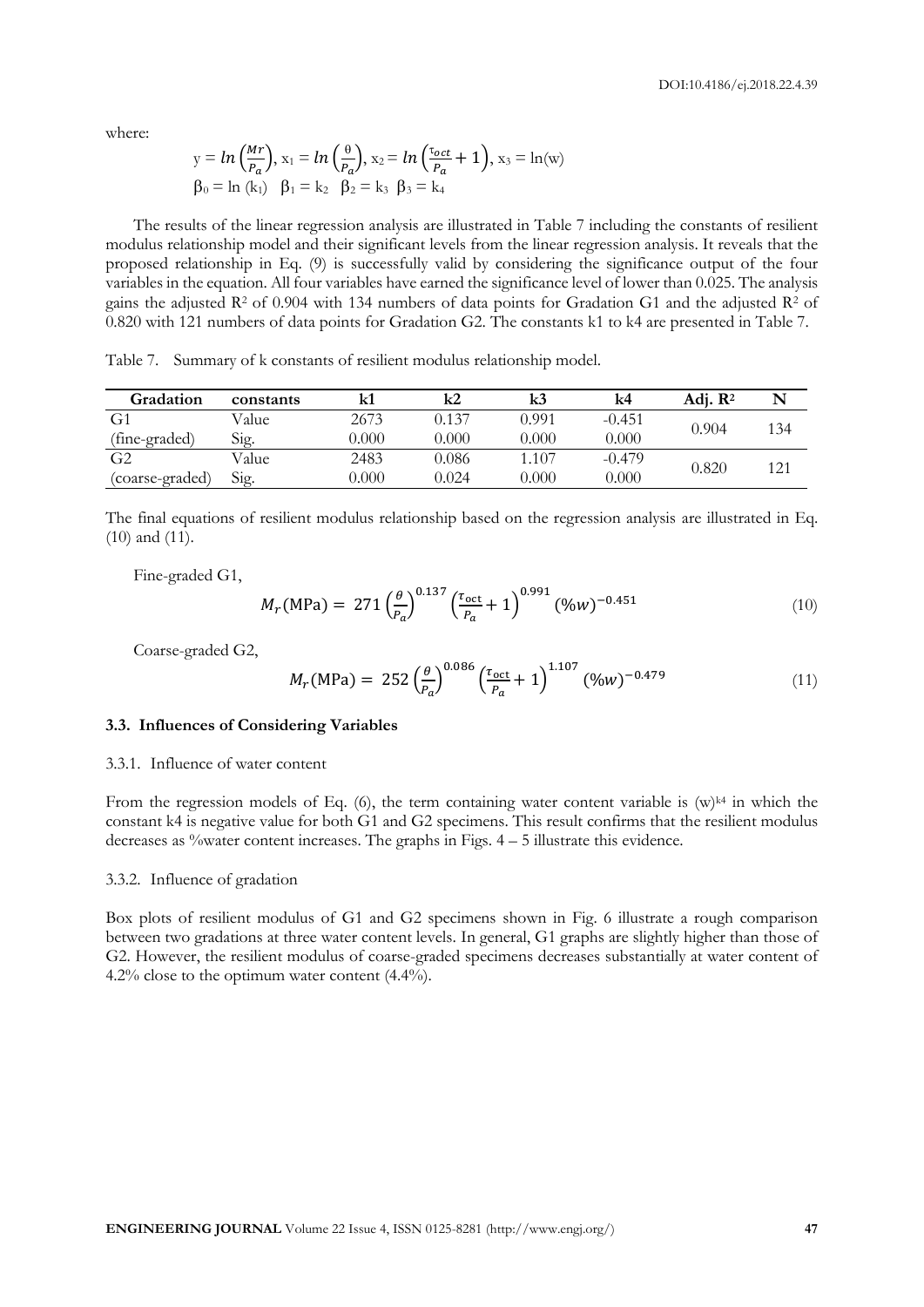where:

$$y = ln\left(\frac{Mr}{P_a}\right),\ x_1 = ln\left(\frac{\theta}{P_a}\right),\ x_2 = ln\left(\frac{\tau_{oct}}{P_a}+1\right),\ x_3 = \ln(w)$$

$$\beta_0 = \ln(k_1) \quad \beta_1 = k_2 \quad \beta_2 = k_3 \quad \beta_3 = k_4$$

The results of the linear regression analysis are illustrated in Table 7 including the constants of resilient modulus relationship model and their significant levels from the linear regression analysis. It reveals that the proposed relationship in Eq. (9) is successfully valid by considering the significance output of the four variables in the equation. All four variables have earned the significance level of lower than 0.025. The analysis gains the adjusted $R^2$ of 0.904 with 134 numbers of data points for Gradation G1 and the adjusted $R^2$ of 0.820 with 121 numbers of data points for Gradation G2. The constants k1 to k4 are presented in Table 7.

Table 7. Summary of k constants of resilient modulus relationship model.

| Gradation | constants | k1 | k2 | k3 | k4 | Adj. $R^2$ | N |
|---|---|---|---|---|---|---|---|
| G1 | Value | 2673 | 0.137 | 0.991 | -0.451 | 0.904 | 134 |
| (fine-graded) | Sig. | 0.000 | 0.000 | 0.000 | 0.000 | | |
| G2 | Value | 2483 | 0.086 | 1.107 | -0.479 | 0.820 | 121 |
| (coarse-graded) | Sig. | 0.000 | 0.024 | 0.000 | 0.000 | | |

The final equations of resilient modulus relationship based on the regression analysis are illustrated in Eq. (10) and (11).

Fine-graded G1,

$$M_r(\text{MPa}) = 271\left(\frac{\theta}{P_a}\right)^{0.137}\left(\frac{\tau_{\text{oct}}}{P_a}+1\right)^{0.991}(\%w)^{-0.451} \tag{10}$$

Coarse-graded G2,

$$M_r(\text{MPa}) = 252\left(\frac{\theta}{P_a}\right)^{0.086}\left(\frac{\tau_{\text{oct}}}{P_a}+1\right)^{1.107}(\%w)^{-0.479} \tag{11}$$

### 3.3. Influences of Considering Variables

#### 3.3.1. Influence of water content

From the regression models of Eq. (6), the term containing water content variable is $(w)^{k4}$ in which the constant k4 is negative value for both G1 and G2 specimens. This result confirms that the resilient modulus decreases as %water content increases. The graphs in Figs. 4 – 5 illustrate this evidence.

#### 3.3.2. Influence of gradation

Box plots of resilient modulus of G1 and G2 specimens shown in Fig. 6 illustrate a rough comparison between two gradations at three water content levels. In general, G1 graphs are slightly higher than those of G2. However, the resilient modulus of coarse-graded specimens decreases substantially at water content of 4.2% close to the optimum water content (4.4%).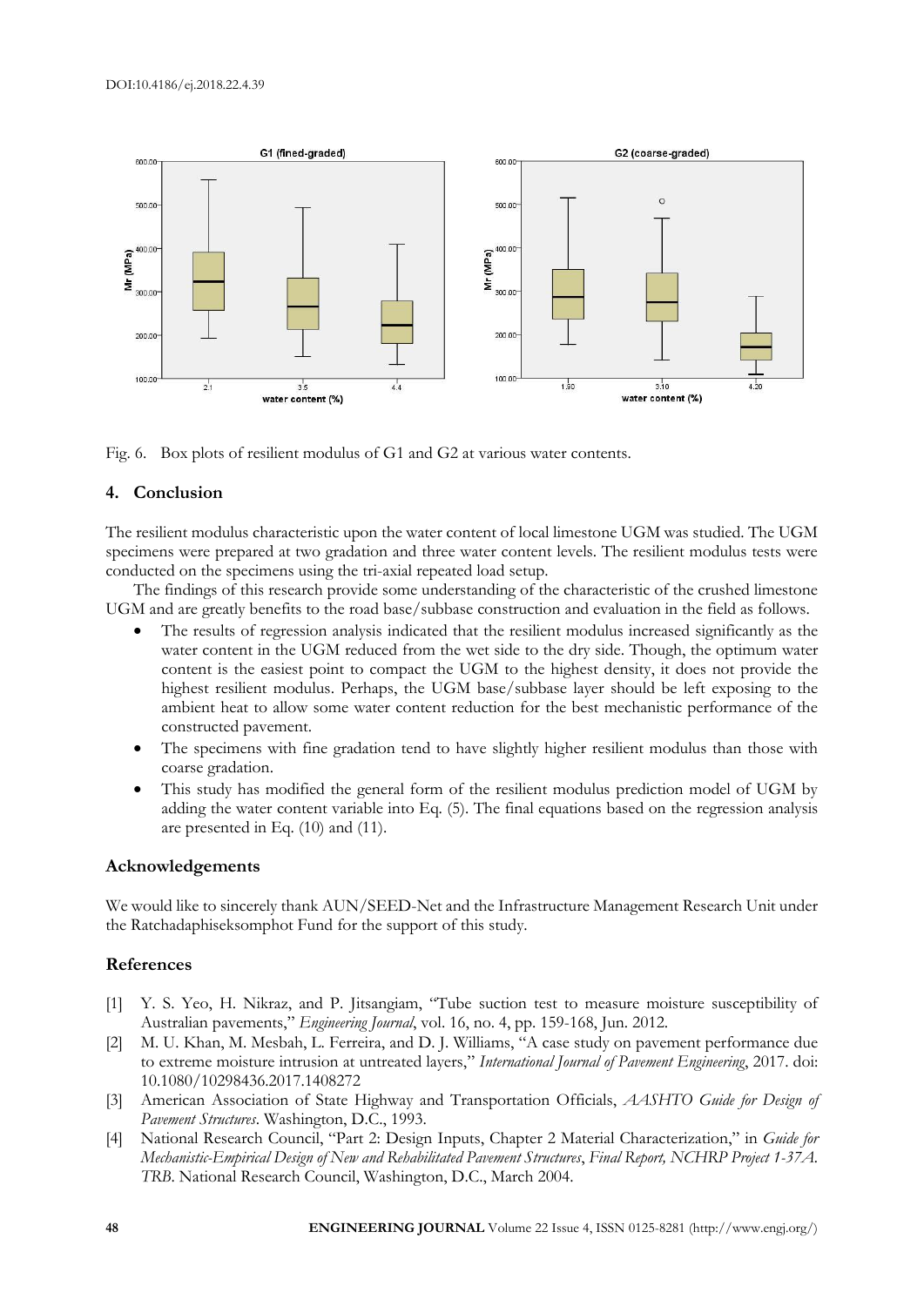Fig. 6. Box plots of resilient modulus of G1 and G2 at various water contents.

## 4. Conclusion

The resilient modulus characteristic upon the water content of local limestone UGM was studied. The UGM specimens were prepared at two gradation and three water content levels. The resilient modulus tests were conducted on the specimens using the tri-axial repeated load setup.

The findings of this research provide some understanding of the characteristic of the crushed limestone UGM and are greatly benefits to the road base/subbase construction and evaluation in the field as follows.

- The results of regression analysis indicated that the resilient modulus increased significantly as the water content in the UGM reduced from the wet side to the dry side. Though, the optimum water content is the easiest point to compact the UGM to the highest density, it does not provide the highest resilient modulus. Perhaps, the UGM base/subbase layer should be left exposing to the ambient heat to allow some water content reduction for the best mechanistic performance of the constructed pavement.
- The specimens with fine gradation tend to have slightly higher resilient modulus than those with coarse gradation.
- This study has modified the general form of the resilient modulus prediction model of UGM by adding the water content variable into Eq. (5). The final equations based on the regression analysis are presented in Eq. (10) and (11).

## Acknowledgements

We would like to sincerely thank AUN/SEED-Net and the Infrastructure Management Research Unit under the Ratchadaphiseksomphot Fund for the support of this study.

## References

[1] Y. S. Yeo, H. Nikraz, and P. Jitsangiam, "Tube suction test to measure moisture susceptibility of Australian pavements," *Engineering Journal*, vol. 16, no. 4, pp. 159-168, Jun. 2012.

[2] M. U. Khan, M. Mesbah, L. Ferreira, and D. J. Williams, "A case study on pavement performance due to extreme moisture intrusion at untreated layers," *International Journal of Pavement Engineering*, 2017. doi: 10.1080/10298436.2017.1408272

[3] American Association of State Highway and Transportation Officials, *AASHTO Guide for Design of Pavement Structures*. Washington, D.C., 1993.

[4] National Research Council, "Part 2: Design Inputs, Chapter 2 Material Characterization," in *Guide for Mechanistic-Empirical Design of New and Rehabilitated Pavement Structures*, *Final Report, NCHRP Project 1-37A. TRB*. National Research Council, Washington, D.C., March 2004.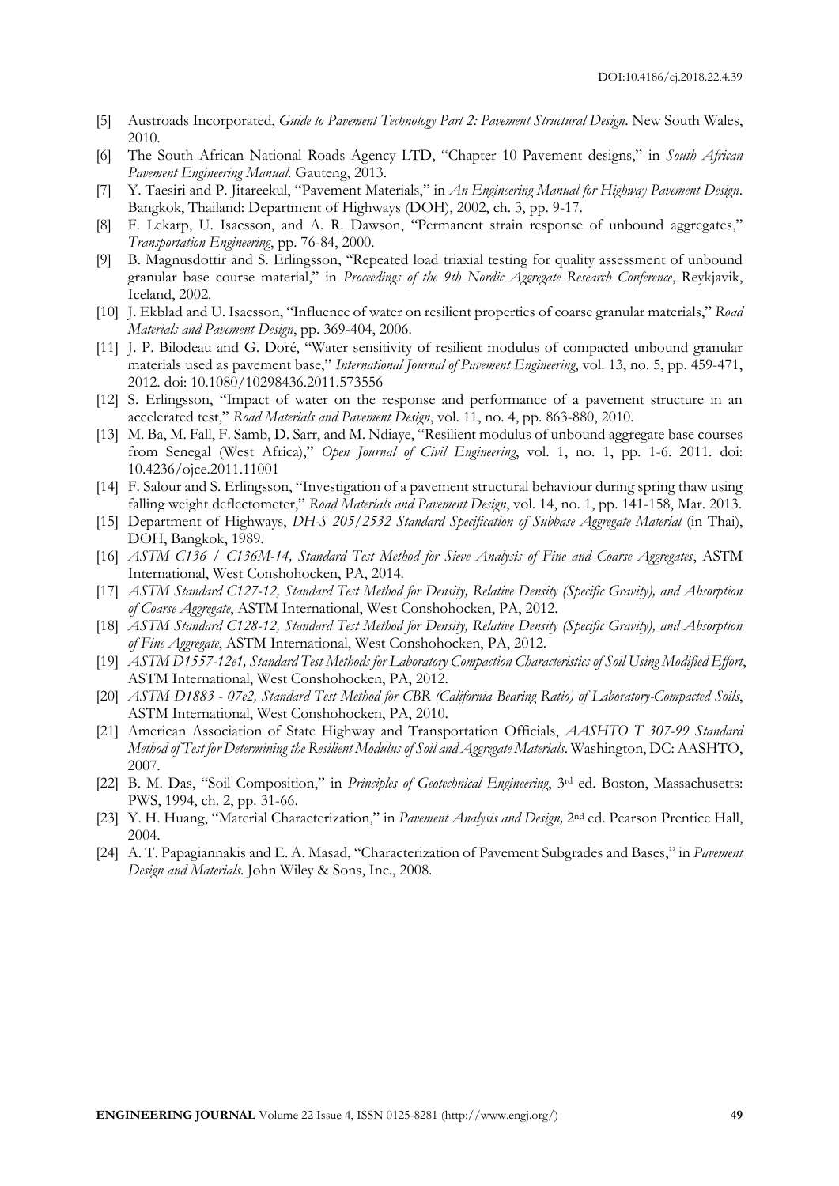[5] Austroads Incorporated, *Guide to Pavement Technology Part 2: Pavement Structural Design*. New South Wales, 2010.

[6] The South African National Roads Agency LTD, "Chapter 10 Pavement designs," in *South African Pavement Engineering Manual*. Gauteng, 2013.

[7] Y. Taesiri and P. Jitareekul, "Pavement Materials," in *An Engineering Manual for Highway Pavement Design*. Bangkok, Thailand: Department of Highways (DOH), 2002, ch. 3, pp. 9-17.

[8] F. Lekarp, U. Isacsson, and A. R. Dawson, "Permanent strain response of unbound aggregates," *Transportation Engineering*, pp. 76-84, 2000.

[9] B. Magnusdottir and S. Erlingsson, "Repeated load triaxial testing for quality assessment of unbound granular base course material," in *Proceedings of the 9th Nordic Aggregate Research Conference*, Reykjavik, Iceland, 2002.

[10] J. Ekblad and U. Isacsson, "Influence of water on resilient properties of coarse granular materials," *Road Materials and Pavement Design*, pp. 369-404, 2006.

[11] J. P. Bilodeau and G. Doré, "Water sensitivity of resilient modulus of compacted unbound granular materials used as pavement base," *International Journal of Pavement Engineering*, vol. 13, no. 5, pp. 459-471, 2012. doi: 10.1080/10298436.2011.573556

[12] S. Erlingsson, "Impact of water on the response and performance of a pavement structure in an accelerated test," *Road Materials and Pavement Design*, vol. 11, no. 4, pp. 863-880, 2010.

[13] M. Ba, M. Fall, F. Samb, D. Sarr, and M. Ndiaye, "Resilient modulus of unbound aggregate base courses from Senegal (West Africa)," *Open Journal of Civil Engineering*, vol. 1, no. 1, pp. 1-6. 2011. doi: 10.4236/ojce.2011.11001

[14] F. Salour and S. Erlingsson, "Investigation of a pavement structural behaviour during spring thaw using falling weight deflectometer," *Road Materials and Pavement Design*, vol. 14, no. 1, pp. 141-158, Mar. 2013.

[15] Department of Highways, *DH-S 205/2532 Standard Specification of Subbase Aggregate Material* (in Thai), DOH, Bangkok, 1989.

[16] *ASTM C136 / C136M-14, Standard Test Method for Sieve Analysis of Fine and Coarse Aggregates*, ASTM International, West Conshohocken, PA, 2014.

[17] *ASTM Standard C127-12, Standard Test Method for Density, Relative Density (Specific Gravity), and Absorption of Coarse Aggregate*, ASTM International, West Conshohocken, PA, 2012.

[18] *ASTM Standard C128-12, Standard Test Method for Density, Relative Density (Specific Gravity), and Absorption of Fine Aggregate*, ASTM International, West Conshohocken, PA, 2012.

[19] *ASTM D1557-12e1, Standard Test Methods for Laboratory Compaction Characteristics of Soil Using Modified Effort*, ASTM International, West Conshohocken, PA, 2012.

[20] *ASTM D1883 - 07e2, Standard Test Method for CBR (California Bearing Ratio) of Laboratory-Compacted Soils*, ASTM International, West Conshohocken, PA, 2010.

[21] American Association of State Highway and Transportation Officials, *AASHTO T 307-99 Standard Method of Test for Determining the Resilient Modulus of Soil and Aggregate Materials*. Washington, DC: AASHTO, 2007.

[22] B. M. Das, "Soil Composition," in *Principles of Geotechnical Engineering*, 3rd ed. Boston, Massachusetts: PWS, 1994, ch. 2, pp. 31-66.

[23] Y. H. Huang, "Material Characterization," in *Pavement Analysis and Design,* 2nd ed. Pearson Prentice Hall, 2004.

[24] A. T. Papagiannakis and E. A. Masad, "Characterization of Pavement Subgrades and Bases," in *Pavement Design and Materials*. John Wiley & Sons, Inc., 2008.